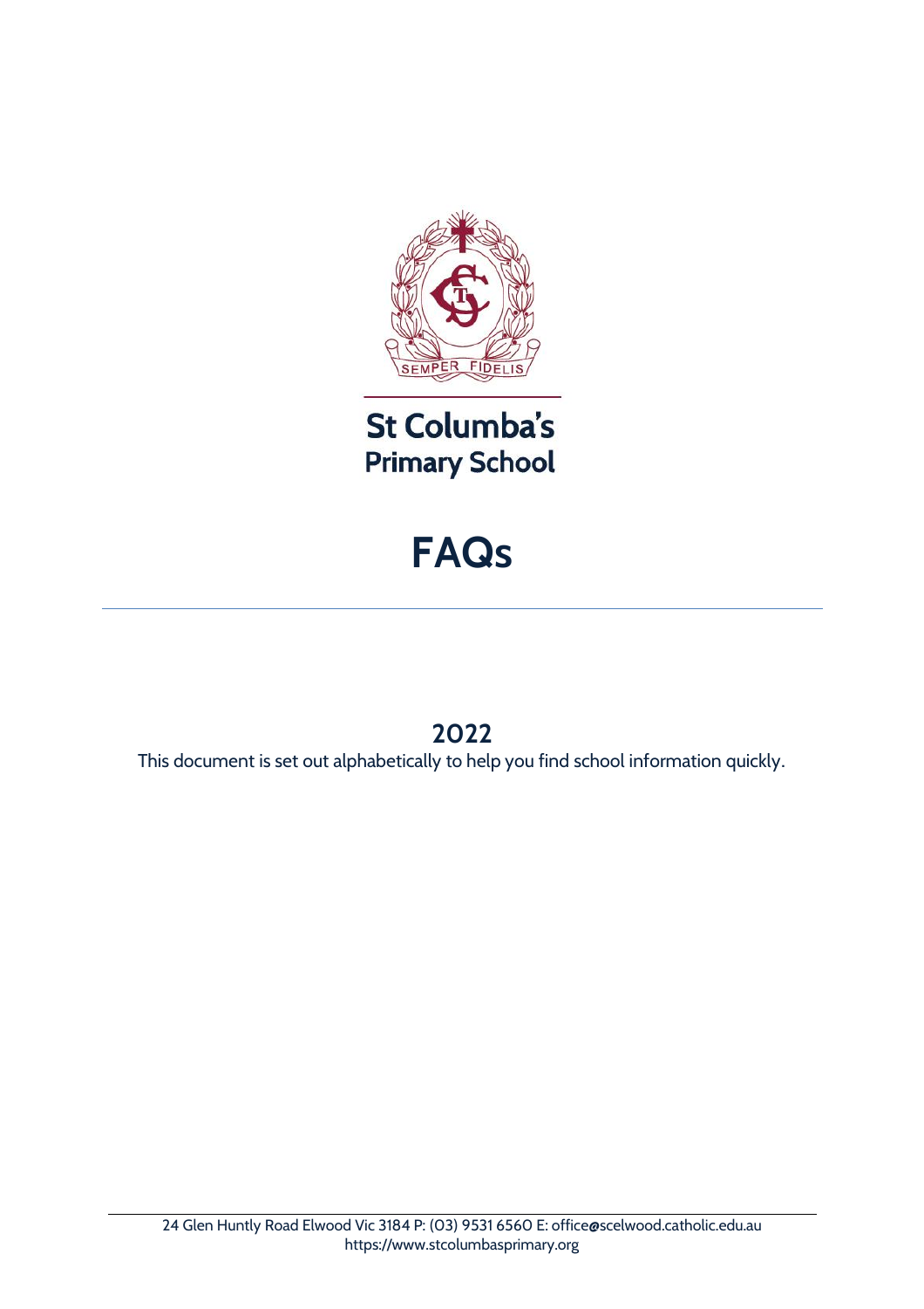# St Columba's Primary School

# FAQs

## 2022

This document is set out alphabetically to help you find school information quickly.

24 Glen Huntly Road Elwood Vic 3184 P: (03) 9531 6560 E: office@scelwood.catholic.edu.au
https://www.stcolumbasprimary.org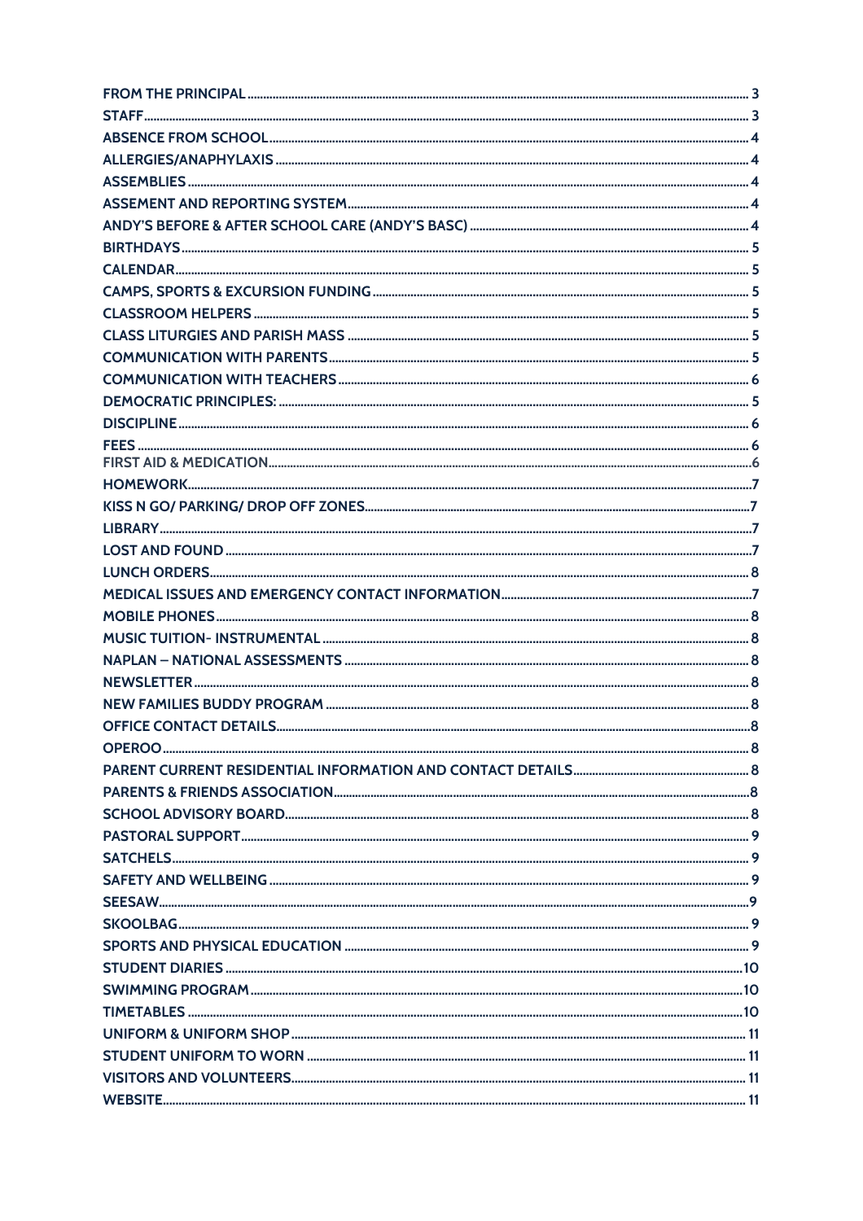FROM THE PRINCIPAL ........ 3
STAFF ........ 3
ABSENCE FROM SCHOOL ........ 4
ALLERGIES/ANAPHYLAXIS ........ 4
ASSEMBLIES ........ 4
ASSEMENT AND REPORTING SYSTEM ........ 4
ANDY'S BEFORE & AFTER SCHOOL CARE (ANDY'S BASC) ........ 4
BIRTHDAYS ........ 5
CALENDAR ........ 5
CAMPS, SPORTS & EXCURSION FUNDING ........ 5
CLASSROOM HELPERS ........ 5
CLASS LITURGIES AND PARISH MASS ........ 5
COMMUNICATION WITH PARENTS ........ 5
COMMUNICATION WITH TEACHERS ........ 6
DEMOCRATIC PRINCIPLES: ........ 5
DISCIPLINE ........ 6
FEES ........ 6
FIRST AID & MEDICATION ........ 6
HOMEWORK ........ 7
KISS N GO/ PARKING/ DROP OFF ZONES ........ 7
LIBRARY ........ 7
LOST AND FOUND ........ 7
LUNCH ORDERS ........ 8
MEDICAL ISSUES AND EMERGENCY CONTACT INFORMATION ........ 7
MOBILE PHONES ........ 8
MUSIC TUITION- INSTRUMENTAL ........ 8
NAPLAN – NATIONAL ASSESSMENTS ........ 8
NEWSLETTER ........ 8
NEW FAMILIES BUDDY PROGRAM ........ 8
OFFICE CONTACT DETAILS ........ 8
OPEROO ........ 8
PARENT CURRENT RESIDENTIAL INFORMATION AND CONTACT DETAILS ........ 8
PARENTS & FRIENDS ASSOCIATION ........ 8
SCHOOL ADVISORY BOARD ........ 8
PASTORAL SUPPORT ........ 9
SATCHELS ........ 9
SAFETY AND WELLBEING ........ 9
SEESAW ........ 9
SKOOLBAG ........ 9
SPORTS AND PHYSICAL EDUCATION ........ 9
STUDENT DIARIES ........ 10
SWIMMING PROGRAM ........ 10
TIMETABLES ........ 10
UNIFORM & UNIFORM SHOP ........ 11
STUDENT UNIFORM TO WORN ........ 11
VISITORS AND VOLUNTEERS ........ 11
WEBSITE ........ 11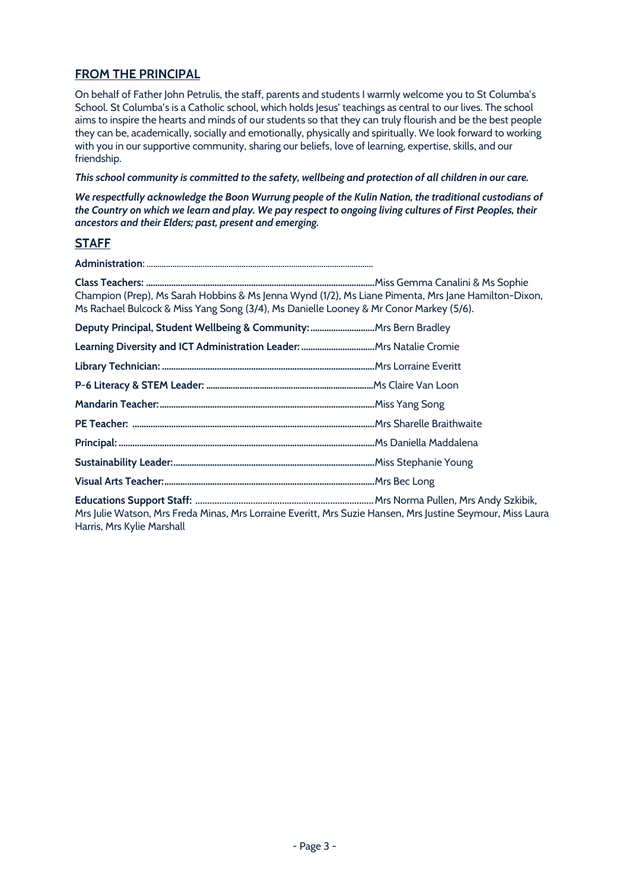## FROM THE PRINCIPAL

On behalf of Father John Petrulis, the staff, parents and students I warmly welcome you to St Columba's School. St Columba's is a Catholic school, which holds Jesus' teachings as central to our lives. The school aims to inspire the hearts and minds of our students so that they can truly flourish and be the best people they can be, academically, socially and emotionally, physically and spiritually. We look forward to working with you in our supportive community, sharing our beliefs, love of learning, expertise, skills, and our friendship.

***This school community is committed to the safety, wellbeing and protection of all children in our care.***

***We respectfully acknowledge the Boon Wurrung people of the Kulin Nation, the traditional custodians of the Country on which we learn and play. We pay respect to ongoing living cultures of First Peoples, their ancestors and their Elders; past, present and emerging.***

## STAFF

**Administration**: ........................................................................................................

**Class Teachers:** ....................................................................................................Miss Gemma Canalini & Ms Sophie Champion (Prep), Ms Sarah Hobbins & Ms Jenna Wynd (1/2), Ms Liane Pimenta, Mrs Jane Hamilton-Dixon, Ms Rachael Bulcock & Miss Yang Song (3/4), Ms Danielle Looney & Mr Conor Markey (5/6).

**Deputy Principal, Student Wellbeing & Community:** ............................Mrs Bern Bradley

**Learning Diversity and ICT Administration Leader:** ................................Mrs Natalie Cromie

**Library Technician:** ..............................................................................................Mrs Lorraine Everitt

**P-6 Literacy & STEM Leader:** ..........................................................................Ms Claire Van Loon

**Mandarin Teacher:** ..............................................................................................Miss Yang Song

**PE Teacher:** ..........................................................................................................Mrs Sharelle Braithwaite

**Principal:** ..............................................................................................................Ms Daniella Maddalena

**Sustainability Leader:** ........................................................................................Miss Stephanie Young

**Visual Arts Teacher:** ..........................................................................................Mrs Bec Long

**Educations Support Staff:** ..........................................................................Mrs Norma Pullen, Mrs Andy Szkibik, Mrs Julie Watson, Mrs Freda Minas, Mrs Lorraine Everitt, Mrs Suzie Hansen, Mrs Justine Seymour, Miss Laura Harris, Mrs Kylie Marshall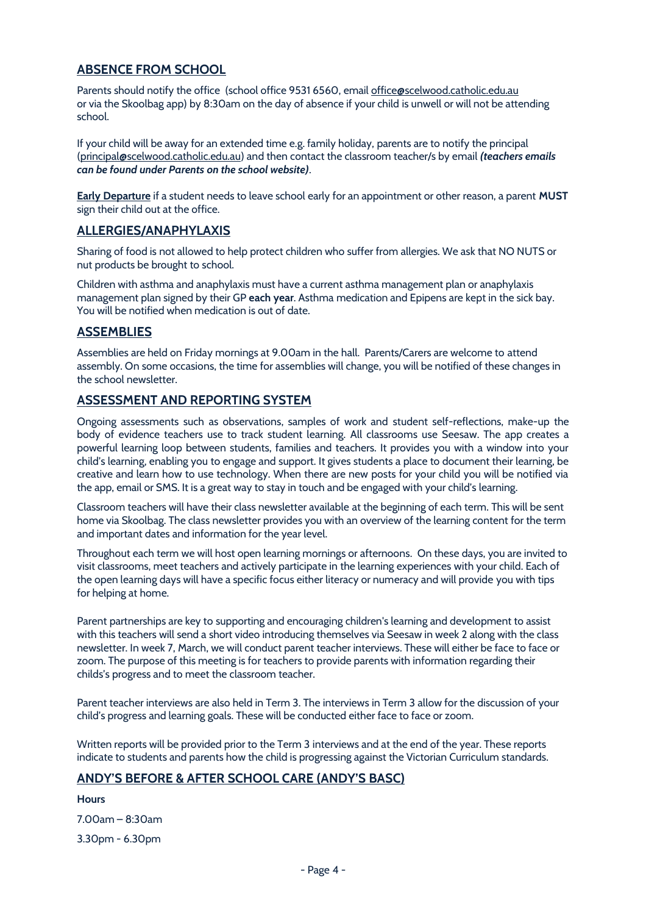## ABSENCE FROM SCHOOL

Parents should notify the office (school office 9531 6560, email office@scelwood.catholic.edu.au or via the Skoolbag app) by 8:30am on the day of absence if your child is unwell or will not be attending school.

If your child will be away for an extended time e.g. family holiday, parents are to notify the principal (principal@scelwood.catholic.edu.au) and then contact the classroom teacher/s by email ***(teachers emails can be found under Parents on the school website)***.

**Early Departure** if a student needs to leave school early for an appointment or other reason, a parent **MUST** sign their child out at the office.

## ALLERGIES/ANAPHYLAXIS

Sharing of food is not allowed to help protect children who suffer from allergies. We ask that NO NUTS or nut products be brought to school.

Children with asthma and anaphylaxis must have a current asthma management plan or anaphylaxis management plan signed by their GP **each year**. Asthma medication and Epipens are kept in the sick bay. You will be notified when medication is out of date.

## ASSEMBLIES

Assemblies are held on Friday mornings at 9.00am in the hall. Parents/Carers are welcome to attend assembly. On some occasions, the time for assemblies will change, you will be notified of these changes in the school newsletter.

## ASSESSMENT AND REPORTING SYSTEM

Ongoing assessments such as observations, samples of work and student self-reflections, make-up the body of evidence teachers use to track student learning. All classrooms use Seesaw. The app creates a powerful learning loop between students, families and teachers. It provides you with a window into your child's learning, enabling you to engage and support. It gives students a place to document their learning, be creative and learn how to use technology. When there are new posts for your child you will be notified via the app, email or SMS. It is a great way to stay in touch and be engaged with your child's learning.

Classroom teachers will have their class newsletter available at the beginning of each term. This will be sent home via Skoolbag. The class newsletter provides you with an overview of the learning content for the term and important dates and information for the year level.

Throughout each term we will host open learning mornings or afternoons. On these days, you are invited to visit classrooms, meet teachers and actively participate in the learning experiences with your child. Each of the open learning days will have a specific focus either literacy or numeracy and will provide you with tips for helping at home.

Parent partnerships are key to supporting and encouraging children's learning and development to assist with this teachers will send a short video introducing themselves via Seesaw in week 2 along with the class newsletter. In week 7, March, we will conduct parent teacher interviews. These will either be face to face or zoom. The purpose of this meeting is for teachers to provide parents with information regarding their childs's progress and to meet the classroom teacher.

Parent teacher interviews are also held in Term 3. The interviews in Term 3 allow for the discussion of your child's progress and learning goals. These will be conducted either face to face or zoom.

Written reports will be provided prior to the Term 3 interviews and at the end of the year. These reports indicate to students and parents how the child is progressing against the Victorian Curriculum standards.

## ANDY'S BEFORE & AFTER SCHOOL CARE (ANDY'S BASC)

**Hours**

7.00am – 8:30am

3.30pm - 6.30pm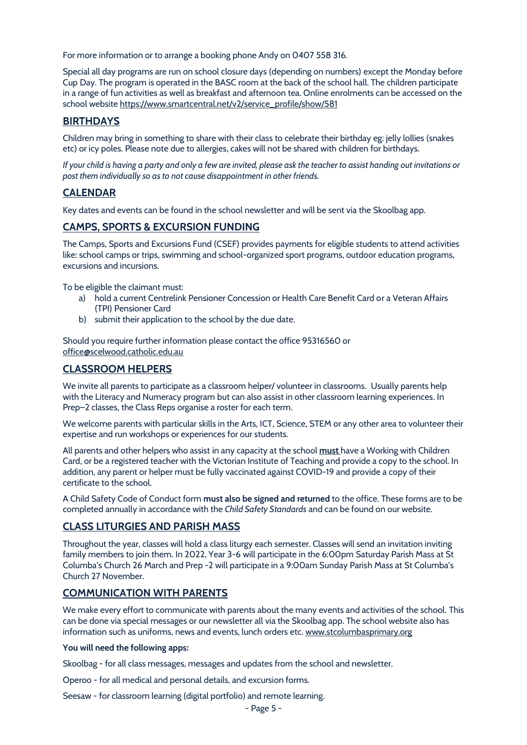For more information or to arrange a booking phone Andy on 0407 558 316.

Special all day programs are run on school closure days (depending on numbers) except the Monday before Cup Day. The program is operated in the BASC room at the back of the school hall. The children participate in a range of fun activities as well as breakfast and afternoon tea. Online enrolments can be accessed on the school website https://www.smartcentral.net/v2/service_profile/show/581

## BIRTHDAYS

Children may bring in something to share with their class to celebrate their birthday eg: jelly lollies (snakes etc) or icy poles. Please note due to allergies, cakes will not be shared with children for birthdays.

*If your child is having a party and only a few are invited, please ask the teacher to assist handing out invitations or post them individually so as to not cause disappointment in other friends.*

## CALENDAR

Key dates and events can be found in the school newsletter and will be sent via the Skoolbag app.

## CAMPS, SPORTS & EXCURSION FUNDING

The Camps, Sports and Excursions Fund (CSEF) provides payments for eligible students to attend activities like: school camps or trips, swimming and school-organized sport programs, outdoor education programs, excursions and incursions.

To be eligible the claimant must:

a) hold a current Centrelink Pensioner Concession or Health Care Benefit Card or a Veteran Affairs (TPI) Pensioner Card
b) submit their application to the school by the due date.

Should you require further information please contact the office 95316560 or office@scelwood.catholic.edu.au

## CLASSROOM HELPERS

We invite all parents to participate as a classroom helper/ volunteer in classrooms. Usually parents help with the Literacy and Numeracy program but can also assist in other classroom learning experiences. In Prep–2 classes, the Class Reps organise a roster for each term.

We welcome parents with particular skills in the Arts, ICT, Science, STEM or any other area to volunteer their expertise and run workshops or experiences for our students.

All parents and other helpers who assist in any capacity at the school **must** have a Working with Children Card, or be a registered teacher with the Victorian Institute of Teaching and provide a copy to the school. In addition, any parent or helper must be fully vaccinated against COVID-19 and provide a copy of their certificate to the school.

A Child Safety Code of Conduct form **must also be signed and returned** to the office. These forms are to be completed annually in accordance with the *Child Safety Standards* and can be found on our website.

## CLASS LITURGIES AND PARISH MASS

Throughout the year, classes will hold a class liturgy each semester. Classes will send an invitation inviting family members to join them. In 2022, Year 3-6 will participate in the 6:00pm Saturday Parish Mass at St Columba's Church 26 March and Prep -2 will participate in a 9:00am Sunday Parish Mass at St Columba's Church 27 November.

## COMMUNICATION WITH PARENTS

We make every effort to communicate with parents about the many events and activities of the school. This can be done via special messages or our newsletter all via the Skoolbag app. The school website also has information such as uniforms, news and events, lunch orders etc. www.stcolumbasprimary.org

**You will need the following apps:**

Skoolbag - for all class messages, messages and updates from the school and newsletter.

Operoo - for all medical and personal details, and excursion forms.

Seesaw - for classroom learning (digital portfolio) and remote learning.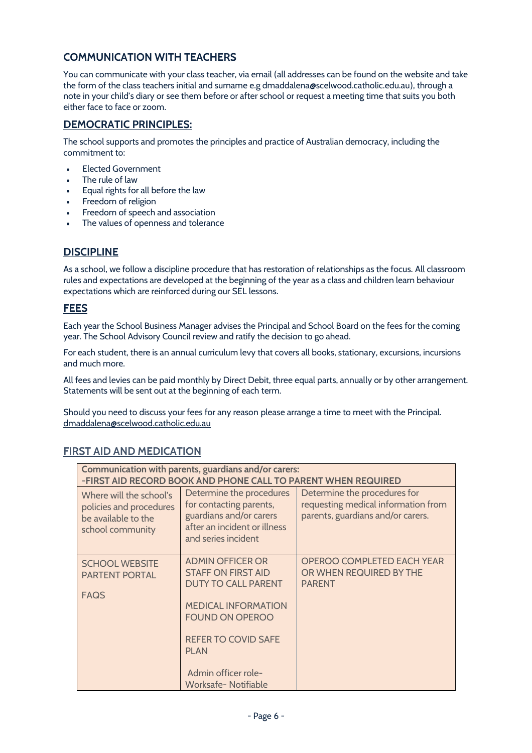## COMMUNICATION WITH TEACHERS

You can communicate with your class teacher, via email (all addresses can be found on the website and take the form of the class teachers initial and surname e.g dmaddalena@scelwood.catholic.edu.au), through a note in your child's diary or see them before or after school or request a meeting time that suits you both either face to face or zoom.

## DEMOCRATIC PRINCIPLES:

The school supports and promotes the principles and practice of Australian democracy, including the commitment to:

- Elected Government
- The rule of law
- Equal rights for all before the law
- Freedom of religion
- Freedom of speech and association
- The values of openness and tolerance

## DISCIPLINE

As a school, we follow a discipline procedure that has restoration of relationships as the focus. All classroom rules and expectations are developed at the beginning of the year as a class and children learn behaviour expectations which are reinforced during our SEL lessons.

## FEES

Each year the School Business Manager advises the Principal and School Board on the fees for the coming year. The School Advisory Council review and ratify the decision to go ahead.

For each student, there is an annual curriculum levy that covers all books, stationary, excursions, incursions and much more.

All fees and levies can be paid monthly by Direct Debit, three equal parts, annually or by other arrangement. Statements will be sent out at the beginning of each term.

Should you need to discuss your fees for any reason please arrange a time to meet with the Principal. dmaddalena@scelwood.catholic.edu.au

## FIRST AID AND MEDICATION

| **Communication with parents, guardians and/or carers: -FIRST AID RECORD BOOK AND PHONE CALL TO PARENT WHEN REQUIRED** | | |
|---|---|---|
| Where will the school's policies and procedures be available to the school community | Determine the procedures for contacting parents, guardians and/or carers after an incident or illness and series incident | Determine the procedures for requesting medical information from parents, guardians and/or carers. |
| SCHOOL WEBSITE<br>PARTENT PORTAL<br><br>FAQS | ADMIN OFFICER OR STAFF ON FIRST AID DUTY TO CALL PARENT<br><br>MEDICAL INFORMATION FOUND ON OPEROO<br><br>REFER TO COVID SAFE PLAN<br><br>Admin officer role- Worksafe- Notifiable | OPEROO COMPLETED EACH YEAR OR WHEN REQUIRED BY THE PARENT |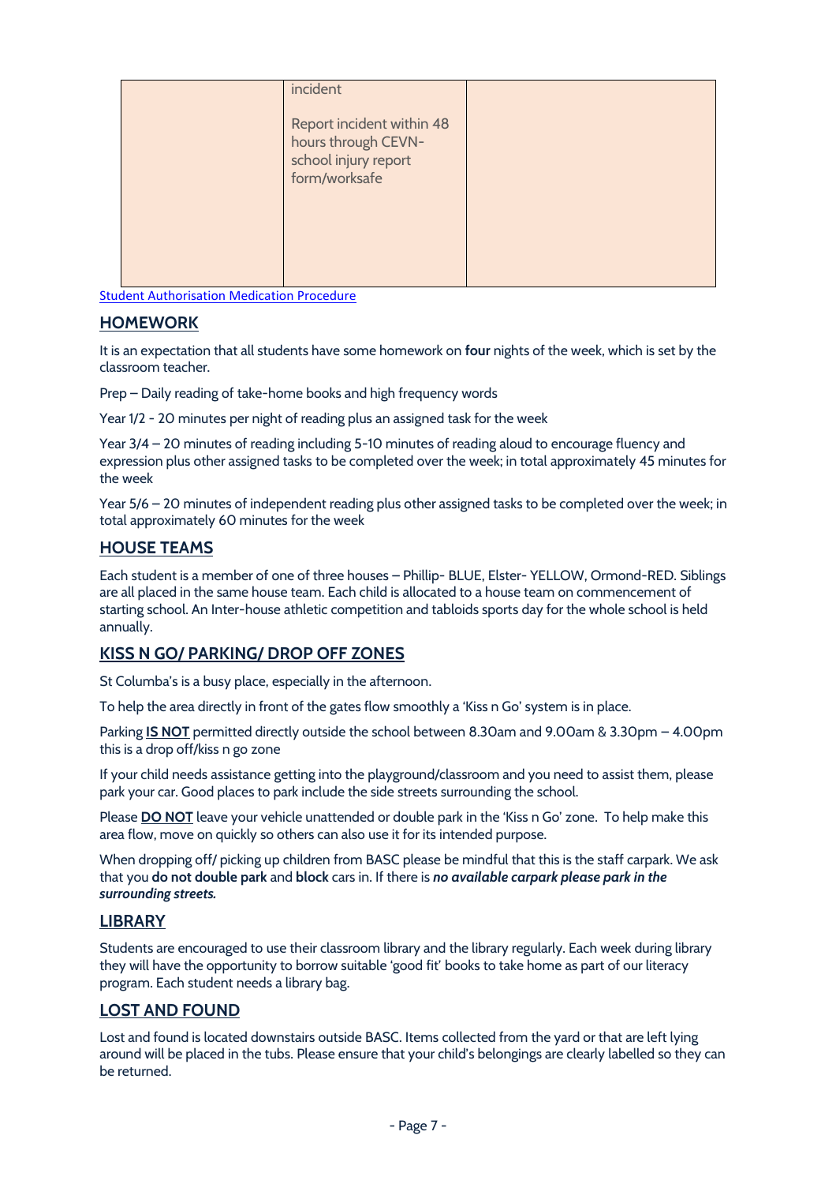|  | incident<br><br>Report incident within 48 hours through CEVN- school injury report form/worksafe |  |
|---|---|---|

Student Authorisation Medication Procedure

## HOMEWORK

It is an expectation that all students have some homework on **four** nights of the week, which is set by the classroom teacher.

Prep – Daily reading of take-home books and high frequency words

Year 1/2 - 20 minutes per night of reading plus an assigned task for the week

Year 3/4 – 20 minutes of reading including 5-10 minutes of reading aloud to encourage fluency and expression plus other assigned tasks to be completed over the week; in total approximately 45 minutes for the week

Year 5/6 – 20 minutes of independent reading plus other assigned tasks to be completed over the week; in total approximately 60 minutes for the week

## HOUSE TEAMS

Each student is a member of one of three houses – Phillip- BLUE, Elster- YELLOW, Ormond-RED. Siblings are all placed in the same house team. Each child is allocated to a house team on commencement of starting school. An Inter-house athletic competition and tabloids sports day for the whole school is held annually.

## KISS N GO/ PARKING/ DROP OFF ZONES

St Columba's is a busy place, especially in the afternoon.

To help the area directly in front of the gates flow smoothly a 'Kiss n Go' system is in place.

Parking **IS NOT** permitted directly outside the school between 8.30am and 9.00am & 3.30pm – 4.00pm this is a drop off/kiss n go zone

If your child needs assistance getting into the playground/classroom and you need to assist them, please park your car. Good places to park include the side streets surrounding the school.

Please **DO NOT** leave your vehicle unattended or double park in the 'Kiss n Go' zone. To help make this area flow, move on quickly so others can also use it for its intended purpose.

When dropping off/ picking up children from BASC please be mindful that this is the staff carpark. We ask that you **do not double park** and **block** cars in. If there is ***no available carpark please park in the surrounding streets.***

## LIBRARY

Students are encouraged to use their classroom library and the library regularly. Each week during library they will have the opportunity to borrow suitable 'good fit' books to take home as part of our literacy program. Each student needs a library bag.

## LOST AND FOUND

Lost and found is located downstairs outside BASC. Items collected from the yard or that are left lying around will be placed in the tubs. Please ensure that your child's belongings are clearly labelled so they can be returned.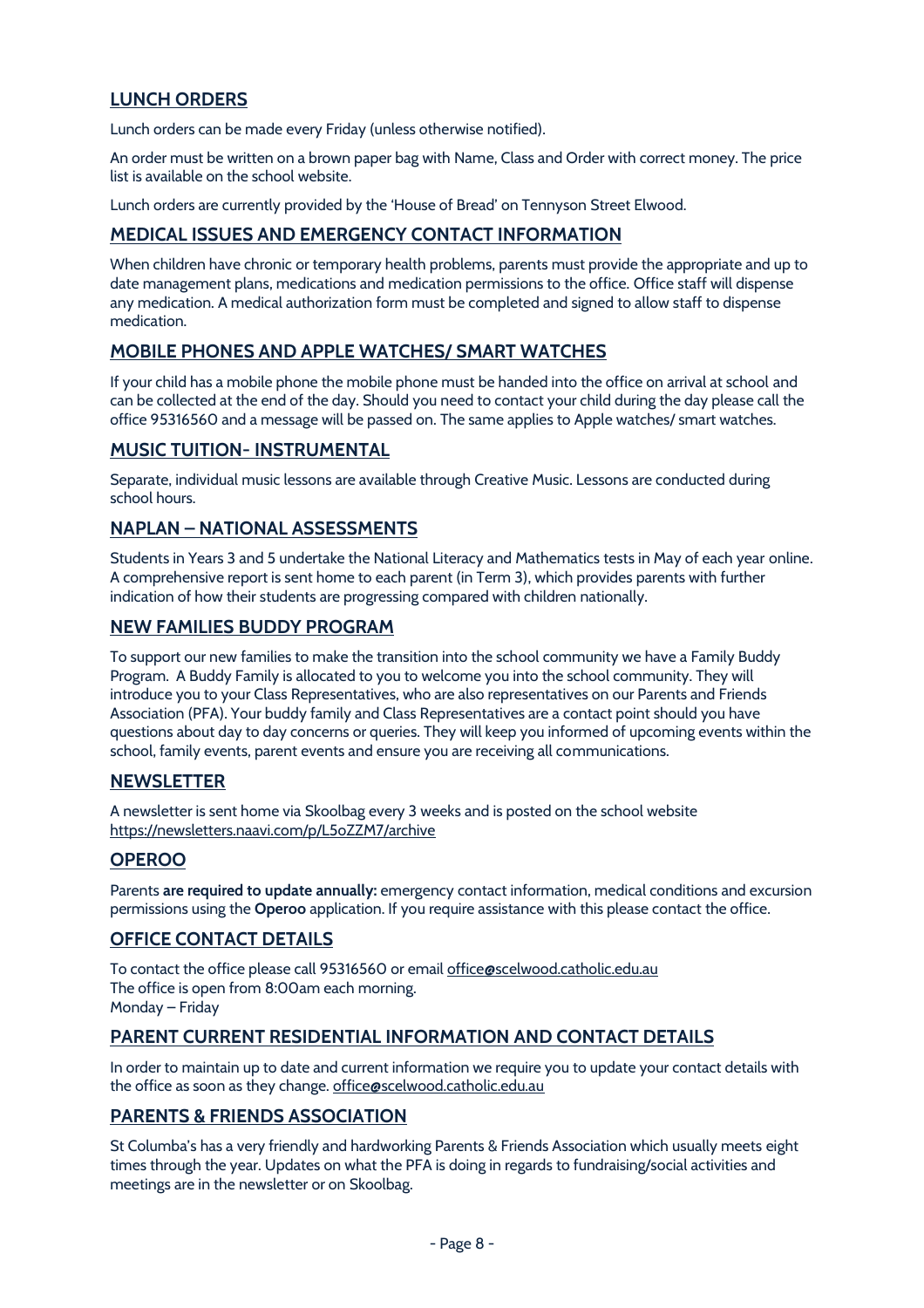## LUNCH ORDERS

Lunch orders can be made every Friday (unless otherwise notified).

An order must be written on a brown paper bag with Name, Class and Order with correct money. The price list is available on the school website.

Lunch orders are currently provided by the 'House of Bread' on Tennyson Street Elwood.

## MEDICAL ISSUES AND EMERGENCY CONTACT INFORMATION

When children have chronic or temporary health problems, parents must provide the appropriate and up to date management plans, medications and medication permissions to the office. Office staff will dispense any medication. A medical authorization form must be completed and signed to allow staff to dispense medication.

## MOBILE PHONES AND APPLE WATCHES/ SMART WATCHES

If your child has a mobile phone the mobile phone must be handed into the office on arrival at school and can be collected at the end of the day. Should you need to contact your child during the day please call the office 95316560 and a message will be passed on. The same applies to Apple watches/ smart watches.

## MUSIC TUITION- INSTRUMENTAL

Separate, individual music lessons are available through Creative Music. Lessons are conducted during school hours.

## NAPLAN – NATIONAL ASSESSMENTS

Students in Years 3 and 5 undertake the National Literacy and Mathematics tests in May of each year online. A comprehensive report is sent home to each parent (in Term 3), which provides parents with further indication of how their students are progressing compared with children nationally.

## NEW FAMILIES BUDDY PROGRAM

To support our new families to make the transition into the school community we have a Family Buddy Program. A Buddy Family is allocated to you to welcome you into the school community. They will introduce you to your Class Representatives, who are also representatives on our Parents and Friends Association (PFA). Your buddy family and Class Representatives are a contact point should you have questions about day to day concerns or queries. They will keep you informed of upcoming events within the school, family events, parent events and ensure you are receiving all communications.

## NEWSLETTER

A newsletter is sent home via Skoolbag every 3 weeks and is posted on the school website https://newsletters.naavi.com/p/L5oZZM7/archive

## OPEROO

Parents **are required to update annually:** emergency contact information, medical conditions and excursion permissions using the **Operoo** application. If you require assistance with this please contact the office.

## OFFICE CONTACT DETAILS

To contact the office please call 95316560 or email office@scelwood.catholic.edu.au
The office is open from 8:00am each morning.
Monday – Friday

## PARENT CURRENT RESIDENTIAL INFORMATION AND CONTACT DETAILS

In order to maintain up to date and current information we require you to update your contact details with the office as soon as they change. office@scelwood.catholic.edu.au

## PARENTS & FRIENDS ASSOCIATION

St Columba's has a very friendly and hardworking Parents & Friends Association which usually meets eight times through the year. Updates on what the PFA is doing in regards to fundraising/social activities and meetings are in the newsletter or on Skoolbag.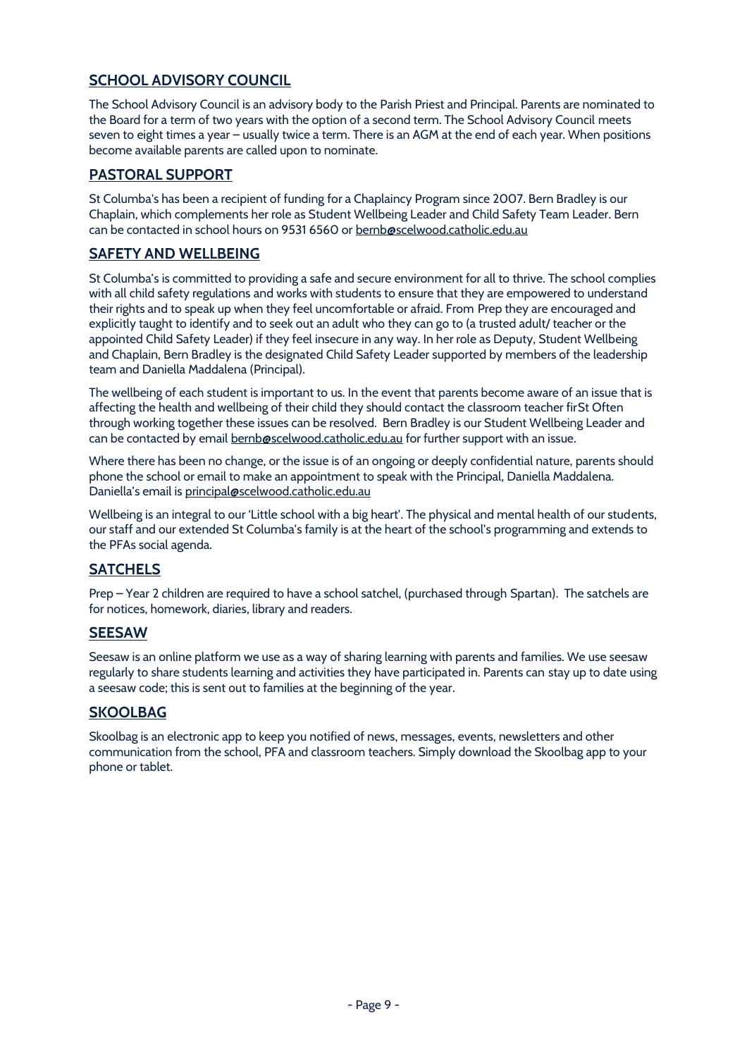## SCHOOL ADVISORY COUNCIL

The School Advisory Council is an advisory body to the Parish Priest and Principal. Parents are nominated to the Board for a term of two years with the option of a second term. The School Advisory Council meets seven to eight times a year – usually twice a term. There is an AGM at the end of each year. When positions become available parents are called upon to nominate.

## PASTORAL SUPPORT

St Columba's has been a recipient of funding for a Chaplaincy Program since 2007. Bern Bradley is our Chaplain, which complements her role as Student Wellbeing Leader and Child Safety Team Leader. Bern can be contacted in school hours on 9531 6560 or bernb@scelwood.catholic.edu.au

## SAFETY AND WELLBEING

St Columba's is committed to providing a safe and secure environment for all to thrive. The school complies with all child safety regulations and works with students to ensure that they are empowered to understand their rights and to speak up when they feel uncomfortable or afraid. From Prep they are encouraged and explicitly taught to identify and to seek out an adult who they can go to (a trusted adult/ teacher or the appointed Child Safety Leader) if they feel insecure in any way. In her role as Deputy, Student Wellbeing and Chaplain, Bern Bradley is the designated Child Safety Leader supported by members of the leadership team and Daniella Maddalena (Principal).

The wellbeing of each student is important to us. In the event that parents become aware of an issue that is affecting the health and wellbeing of their child they should contact the classroom teacher firSt Often through working together these issues can be resolved. Bern Bradley is our Student Wellbeing Leader and can be contacted by email bernb@scelwood.catholic.edu.au for further support with an issue.

Where there has been no change, or the issue is of an ongoing or deeply confidential nature, parents should phone the school or email to make an appointment to speak with the Principal, Daniella Maddalena. Daniella's email is principal@scelwood.catholic.edu.au

Wellbeing is an integral to our 'Little school with a big heart'. The physical and mental health of our students, our staff and our extended St Columba's family is at the heart of the school's programming and extends to the PFAs social agenda.

## SATCHELS

Prep – Year 2 children are required to have a school satchel, (purchased through Spartan). The satchels are for notices, homework, diaries, library and readers.

## SEESAW

Seesaw is an online platform we use as a way of sharing learning with parents and families. We use seesaw regularly to share students learning and activities they have participated in. Parents can stay up to date using a seesaw code; this is sent out to families at the beginning of the year.

## SKOOLBAG

Skoolbag is an electronic app to keep you notified of news, messages, events, newsletters and other communication from the school, PFA and classroom teachers. Simply download the Skoolbag app to your phone or tablet.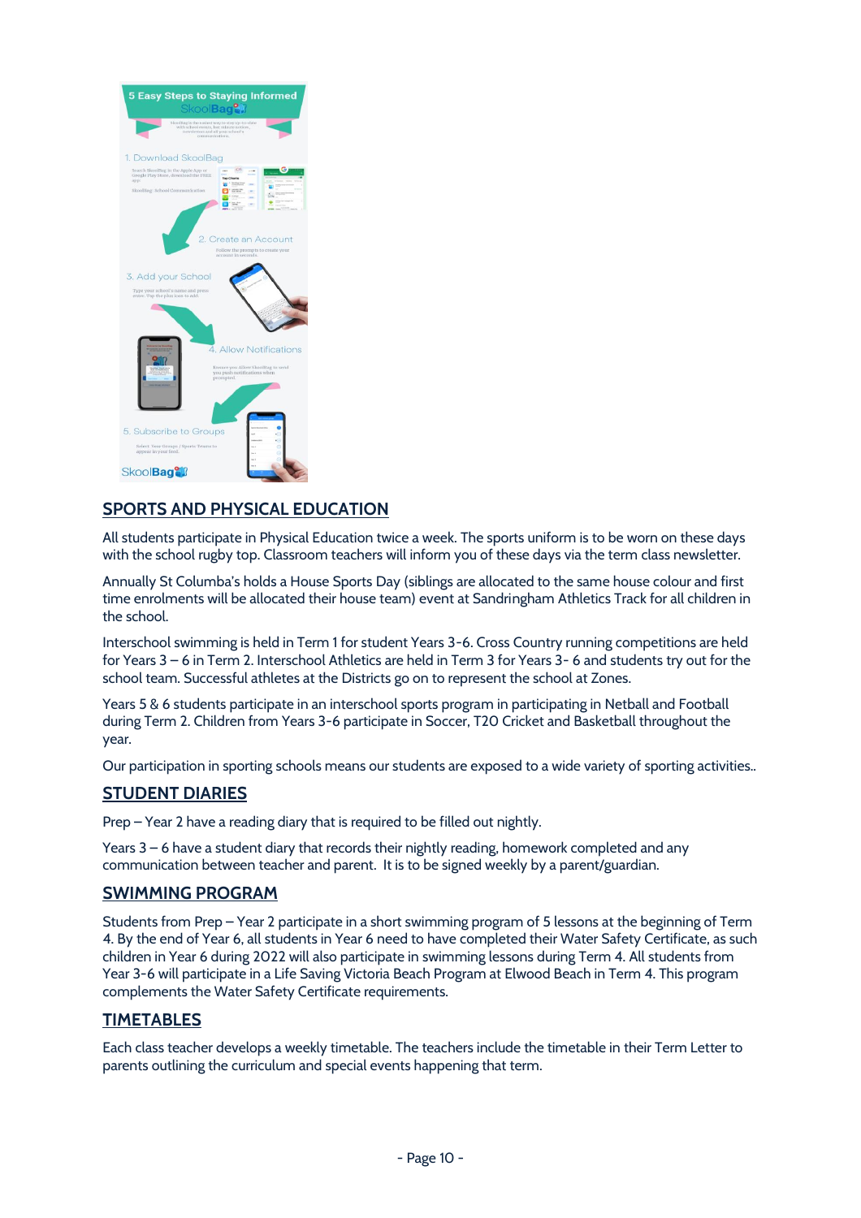## SPORTS AND PHYSICAL EDUCATION

All students participate in Physical Education twice a week. The sports uniform is to be worn on these days with the school rugby top. Classroom teachers will inform you of these days via the term class newsletter.

Annually St Columba's holds a House Sports Day (siblings are allocated to the same house colour and first time enrolments will be allocated their house team) event at Sandringham Athletics Track for all children in the school.

Interschool swimming is held in Term 1 for student Years 3-6. Cross Country running competitions are held for Years 3 – 6 in Term 2. Interschool Athletics are held in Term 3 for Years 3- 6 and students try out for the school team. Successful athletes at the Districts go on to represent the school at Zones.

Years 5 & 6 students participate in an interschool sports program in participating in Netball and Football during Term 2. Children from Years 3-6 participate in Soccer, T20 Cricket and Basketball throughout the year.

Our participation in sporting schools means our students are exposed to a wide variety of sporting activities..

## STUDENT DIARIES

Prep – Year 2 have a reading diary that is required to be filled out nightly.

Years 3 – 6 have a student diary that records their nightly reading, homework completed and any communication between teacher and parent. It is to be signed weekly by a parent/guardian.

## SWIMMING PROGRAM

Students from Prep – Year 2 participate in a short swimming program of 5 lessons at the beginning of Term 4. By the end of Year 6, all students in Year 6 need to have completed their Water Safety Certificate, as such children in Year 6 during 2022 will also participate in swimming lessons during Term 4. All students from Year 3-6 will participate in a Life Saving Victoria Beach Program at Elwood Beach in Term 4. This program complements the Water Safety Certificate requirements.

## TIMETABLES

Each class teacher develops a weekly timetable. The teachers include the timetable in their Term Letter to parents outlining the curriculum and special events happening that term.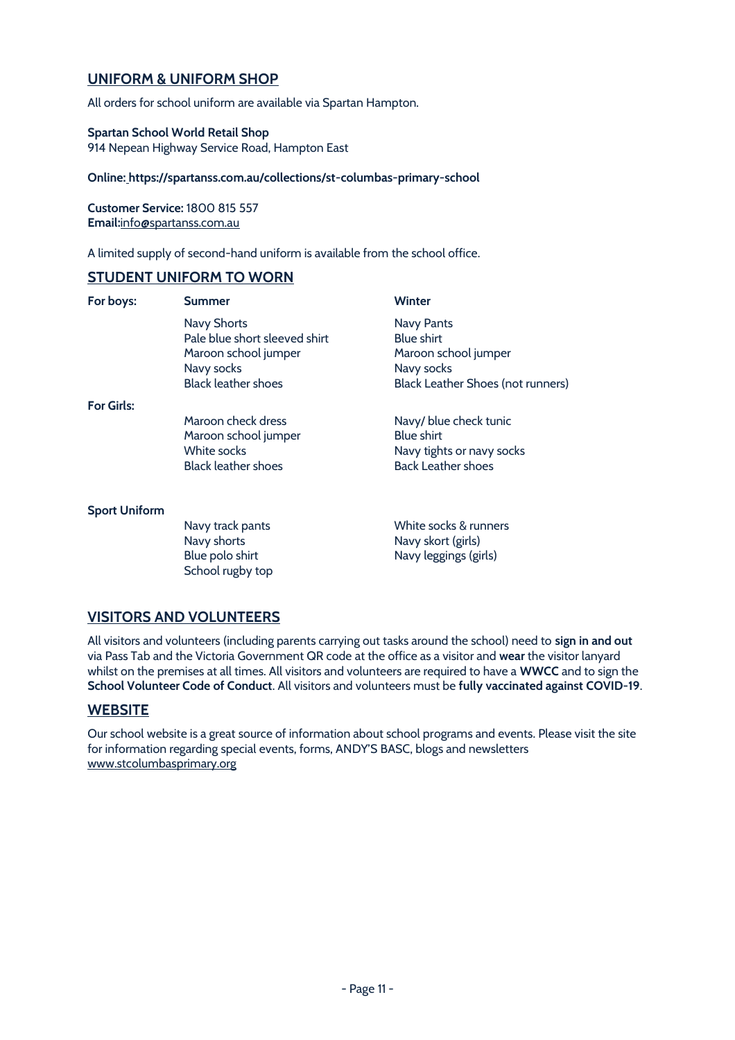## UNIFORM & UNIFORM SHOP

All orders for school uniform are available via Spartan Hampton.

**Spartan School World Retail Shop**
914 Nepean Highway Service Road, Hampton East

**Online: https://spartanss.com.au/collections/st-columbas-primary-school**

**Customer Service:** 1800 815 557
**Email:**info@spartanss.com.au

A limited supply of second-hand uniform is available from the school office.

## STUDENT UNIFORM TO WORN

| | | |
|---|---|---|
| **For boys:** | **Summer** | **Winter** |
| | Navy Shorts<br>Pale blue short sleeved shirt<br>Maroon school jumper<br>Navy socks<br>Black leather shoes | Navy Pants<br>Blue shirt<br>Maroon school jumper<br>Navy socks<br>Black Leather Shoes (not runners) |
| **For Girls:** | Maroon check dress<br>Maroon school jumper<br>White socks<br>Black leather shoes | Navy/ blue check tunic<br>Blue shirt<br>Navy tights or navy socks<br>Back Leather shoes |
| **Sport Uniform** | Navy track pants<br>Navy shorts<br>Blue polo shirt<br>School rugby top | White socks & runners<br>Navy skort (girls)<br>Navy leggings (girls) |

## VISITORS AND VOLUNTEERS

All visitors and volunteers (including parents carrying out tasks around the school) need to **sign in and out** via Pass Tab and the Victoria Government QR code at the office as a visitor and **wear** the visitor lanyard whilst on the premises at all times. All visitors and volunteers are required to have a **WWCC** and to sign the **School Volunteer Code of Conduct**. All visitors and volunteers must be **fully vaccinated against COVID-19**.

## WEBSITE

Our school website is a great source of information about school programs and events. Please visit the site for information regarding special events, forms, ANDY'S BASC, blogs and newsletters
www.stcolumbasprimary.org